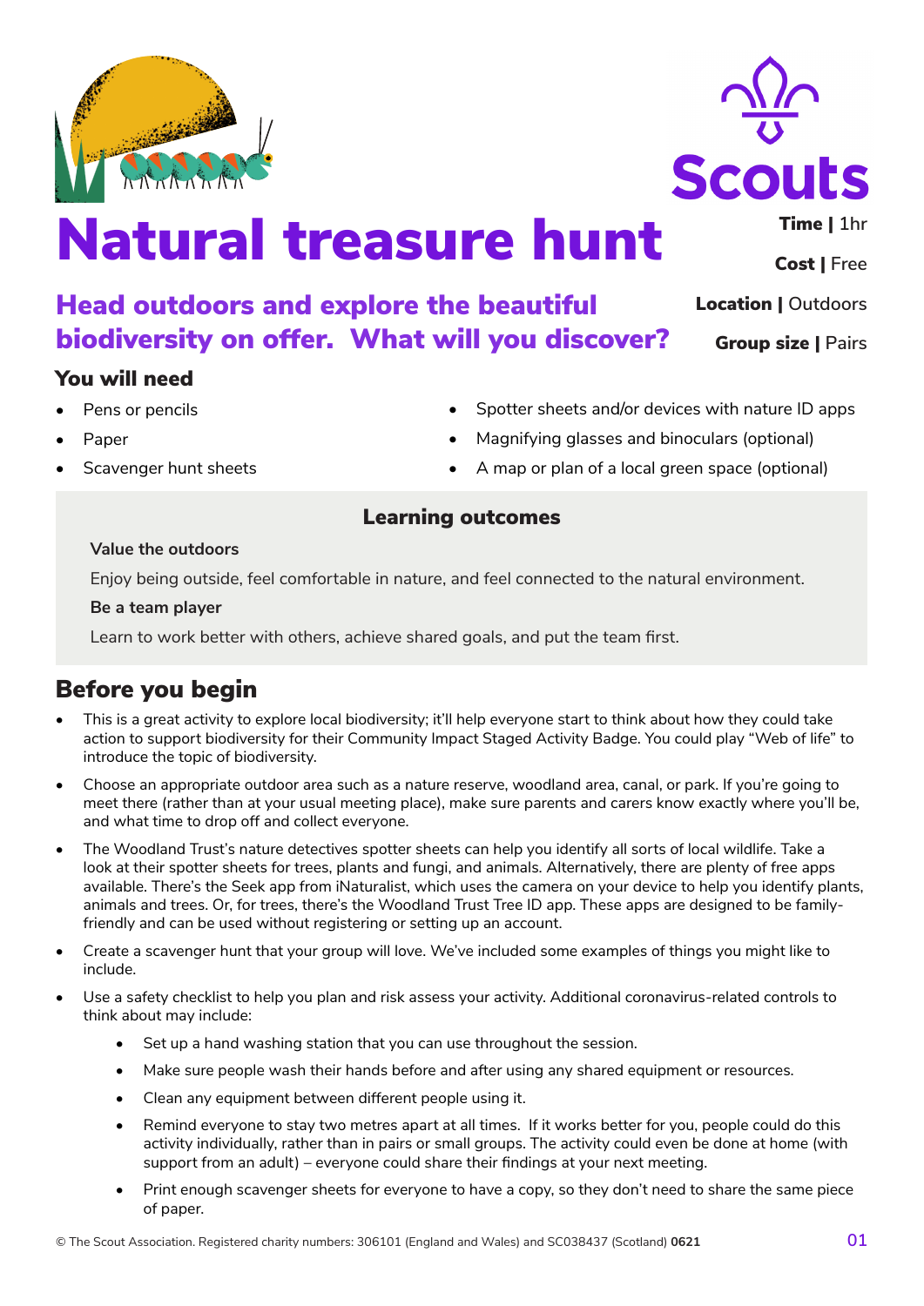# Natural treasure hunt

## Head outdoors and explore the beautiful biodiversity on offer. What will you discover?

**Time |** 1hr

**Cost |** Free

**Location |** Outdoors

**Group size |** Pairs

### You will need

- Pens or pencils
- Paper
- Scavenger hunt sheets
- Spotter sheets and/or devices with nature ID apps
- Magnifying glasses and binoculars (optional)
- A map or plan of a local green space (optional)

### Learning outcomes

**Value the outdoors**

Enjoy being outside, feel comfortable in nature, and feel connected to the natural environment.

**Be a team player**

Learn to work better with others, achieve shared goals, and put the team first.

## Before you begin

- This is a great activity to explore local biodiversity; it'll help everyone start to think about how they could take action to support biodiversity for their Community Impact Staged Activity Badge. You could play "Web of life" to introduce the topic of biodiversity.
- Choose an appropriate outdoor area such as a nature reserve, woodland area, canal, or park. If you're going to meet there (rather than at your usual meeting place), make sure parents and carers know exactly where you'll be, and what time to drop off and collect everyone.
- The Woodland Trust's nature detectives spotter sheets can help you identify all sorts of local wildlife. Take a look at their spotter sheets for trees, plants and fungi, and animals. Alternatively, there are plenty of free apps available. There's the Seek app from iNaturalist, which uses the camera on your device to help you identify plants, animals and trees. Or, for trees, there's the Woodland Trust Tree ID app. These apps are designed to be family-friendly and can be used without registering or setting up an account.
- Create a scavenger hunt that your group will love. We've included some examples of things you might like to include.
- Use a safety checklist to help you plan and risk assess your activity. Additional coronavirus-related controls to think about may include:
  - Set up a hand washing station that you can use throughout the session.
  - Make sure people wash their hands before and after using any shared equipment or resources.
  - Clean any equipment between different people using it.
  - Remind everyone to stay two metres apart at all times. If it works better for you, people could do this activity individually, rather than in pairs or small groups. The activity could even be done at home (with support from an adult) – everyone could share their findings at your next meeting.
  - Print enough scavenger sheets for everyone to have a copy, so they don't need to share the same piece of paper.

© The Scout Association. Registered charity numbers: 306101 (England and Wales) and SC038437 (Scotland) **0621**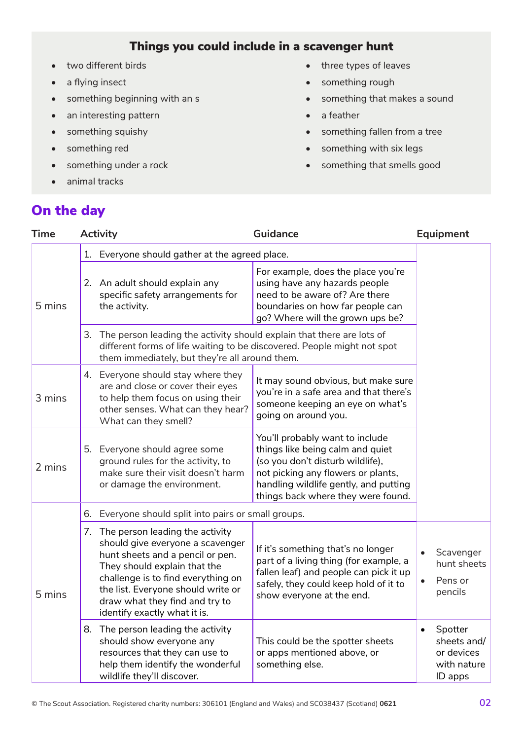## Things you could include in a scavenger hunt

- two different birds
- a flying insect
- something beginning with an s
- an interesting pattern
- something squishy
- something red
- something under a rock
- animal tracks
- three types of leaves
- something rough
- something that makes a sound
- a feather
- something fallen from a tree
- something with six legs
- something that smells good

## On the day

| Time | Activity | Guidance | Equipment |
|---|---|---|---|
| 5 mins | 1. Everyone should gather at the agreed place. | | |
| | 2. An adult should explain any specific safety arrangements for the activity. | For example, does the place you're using have any hazards people need to be aware of? Are there boundaries on how far people can go? Where will the grown ups be? | |
| | 3. The person leading the activity should explain that there are lots of different forms of life waiting to be discovered. People might not spot them immediately, but they're all around them. | | |
| 3 mins | 4. Everyone should stay where they are and close or cover their eyes to help them focus on using their other senses. What can they hear? What can they smell? | It may sound obvious, but make sure you're in a safe area and that there's someone keeping an eye on what's going on around you. | |
| 2 mins | 5. Everyone should agree some ground rules for the activity, to make sure their visit doesn't harm or damage the environment. | You'll probably want to include things like being calm and quiet (so you don't disturb wildlife), not picking any flowers or plants, handling wildlife gently, and putting things back where they were found. | |
| 5 mins | 6. Everyone should split into pairs or small groups. | | |
| | 7. The person leading the activity should give everyone a scavenger hunt sheets and a pencil or pen. They should explain that the challenge is to find everything on the list. Everyone should write or draw what they find and try to identify exactly what it is. | If it's something that's no longer part of a living thing (for example, a fallen leaf) and people can pick it up safely, they could keep hold of it to show everyone at the end. | • Scavenger hunt sheets<br>• Pens or pencils |
| | 8. The person leading the activity should show everyone any resources that they can use to help them identify the wonderful wildlife they'll discover. | This could be the spotter sheets or apps mentioned above, or something else. | • Spotter sheets and/ or devices with nature ID apps |

© The Scout Association. Registered charity numbers: 306101 (England and Wales) and SC038437 (Scotland) **0621**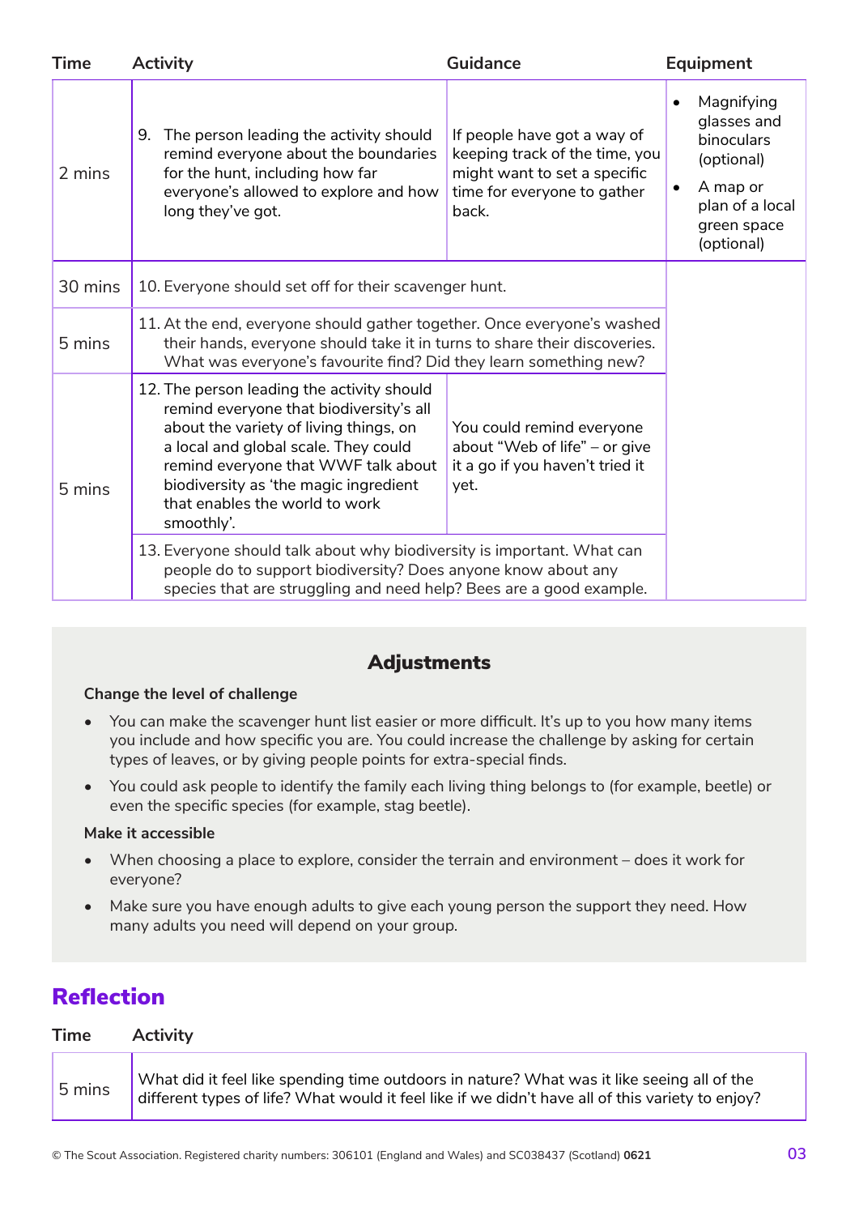| Time | Activity | Guidance | Equipment |
| --- | --- | --- | --- |
| 2 mins | 9. The person leading the activity should remind everyone about the boundaries for the hunt, including how far everyone's allowed to explore and how long they've got. | If people have got a way of keeping track of the time, you might want to set a specific time for everyone to gather back. | • Magnifying glasses and binoculars (optional)<br>• A map or plan of a local green space (optional) |
| 30 mins | 10. Everyone should set off for their scavenger hunt. | | |
| 5 mins | 11. At the end, everyone should gather together. Once everyone's washed their hands, everyone should take it in turns to share their discoveries. What was everyone's favourite find? Did they learn something new? | | |
| 5 mins | 12. The person leading the activity should remind everyone that biodiversity's all about the variety of living things, on a local and global scale. They could remind everyone that WWF talk about biodiversity as 'the magic ingredient that enables the world to work smoothly'. | You could remind everyone about "Web of life" – or give it a go if you haven't tried it yet. | |
| | 13. Everyone should talk about why biodiversity is important. What can people do to support biodiversity? Does anyone know about any species that are struggling and need help? Bees are a good example. | | |

## Adjustments

**Change the level of challenge**

- You can make the scavenger hunt list easier or more difficult. It's up to you how many items you include and how specific you are. You could increase the challenge by asking for certain types of leaves, or by giving people points for extra-special finds.
- You could ask people to identify the family each living thing belongs to (for example, beetle) or even the specific species (for example, stag beetle).

**Make it accessible**

- When choosing a place to explore, consider the terrain and environment – does it work for everyone?
- Make sure you have enough adults to give each young person the support they need. How many adults you need will depend on your group.

## Reflection

| Time | Activity |
| --- | --- |
| 5 mins | What did it feel like spending time outdoors in nature? What was it like seeing all of the different types of life? What would it feel like if we didn't have all of this variety to enjoy? |

© The Scout Association. Registered charity numbers: 306101 (England and Wales) and SC038437 (Scotland) **0621**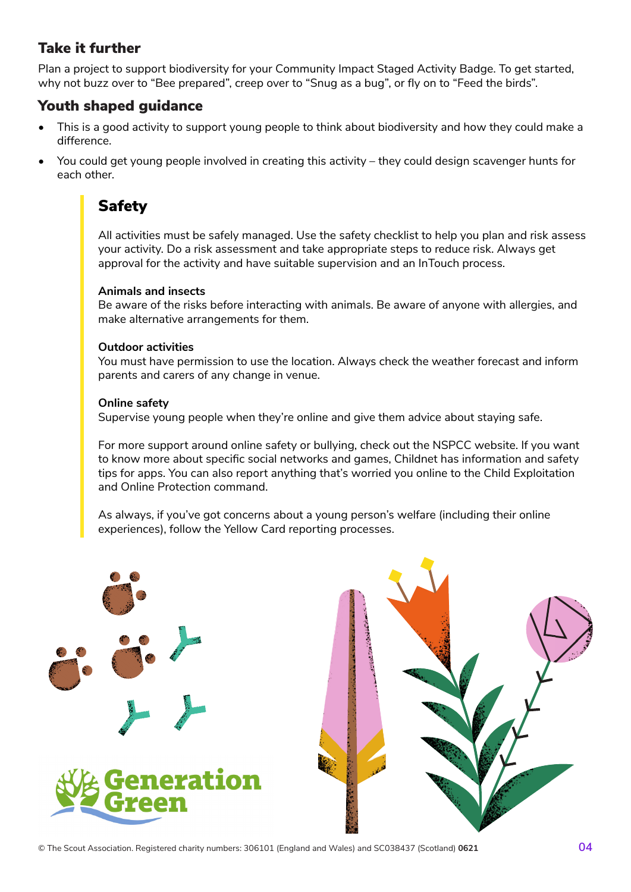## Take it further

Plan a project to support biodiversity for your Community Impact Staged Activity Badge. To get started, why not buzz over to "Bee prepared", creep over to "Snug as a bug", or fly on to "Feed the birds".

## Youth shaped guidance

- This is a good activity to support young people to think about biodiversity and how they could make a difference.
- You could get young people involved in creating this activity – they could design scavenger hunts for each other.

## Safety

All activities must be safely managed. Use the safety checklist to help you plan and risk assess your activity. Do a risk assessment and take appropriate steps to reduce risk. Always get approval for the activity and have suitable supervision and an InTouch process.

**Animals and insects**
Be aware of the risks before interacting with animals. Be aware of anyone with allergies, and make alternative arrangements for them.

**Outdoor activities**
You must have permission to use the location. Always check the weather forecast and inform parents and carers of any change in venue.

**Online safety**
Supervise young people when they're online and give them advice about staying safe.

For more support around online safety or bullying, check out the NSPCC website. If you want to know more about specific social networks and games, Childnet has information and safety tips for apps. You can also report anything that's worried you online to the Child Exploitation and Online Protection command.

As always, if you've got concerns about a young person's welfare (including their online experiences), follow the Yellow Card reporting processes.

Generation Green

© The Scout Association. Registered charity numbers: 306101 (England and Wales) and SC038437 (Scotland) **0621**